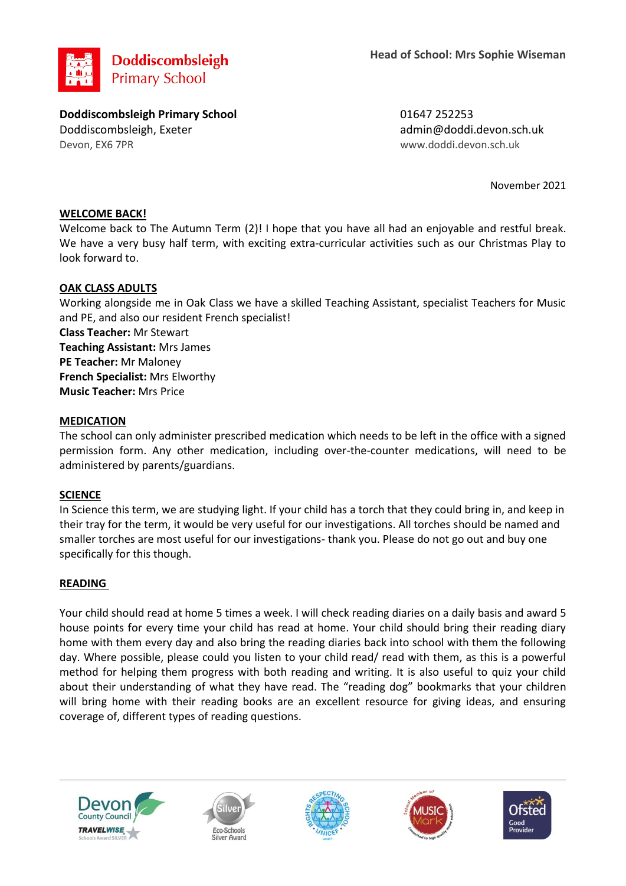**Doddiscombsleigh Primary School**

Head of School: Mrs Sophie Wiseman

**Doddiscombsleigh Primary School**
Doddiscombsleigh, Exeter
Devon, EX6 7PR

01647 252253
admin@doddi.devon.sch.uk
www.doddi.devon.sch.uk

November 2021

## WELCOME BACK!

Welcome back to The Autumn Term (2)! I hope that you have all had an enjoyable and restful break. We have a very busy half term, with exciting extra-curricular activities such as our Christmas Play to look forward to.

## OAK CLASS ADULTS

Working alongside me in Oak Class we have a skilled Teaching Assistant, specialist Teachers for Music and PE, and also our resident French specialist!

**Class Teacher:** Mr Stewart
**Teaching Assistant:** Mrs James
**PE Teacher:** Mr Maloney
**French Specialist:** Mrs Elworthy
**Music Teacher:** Mrs Price

## MEDICATION

The school can only administer prescribed medication which needs to be left in the office with a signed permission form. Any other medication, including over-the-counter medications, will need to be administered by parents/guardians.

## SCIENCE

In Science this term, we are studying light. If your child has a torch that they could bring in, and keep in their tray for the term, it would be very useful for our investigations. All torches should be named and smaller torches are most useful for our investigations- thank you. Please do not go out and buy one specifically for this though.

## READING

Your child should read at home 5 times a week. I will check reading diaries on a daily basis and award 5 house points for every time your child has read at home. Your child should bring their reading diary home with them every day and also bring the reading diaries back into school with them the following day. Where possible, please could you listen to your child read/ read with them, as this is a powerful method for helping them progress with both reading and writing. It is also useful to quiz your child about their understanding of what they have read. The "reading dog" bookmarks that your children will bring home with their reading books are an excellent resource for giving ideas, and ensuring coverage of, different types of reading questions.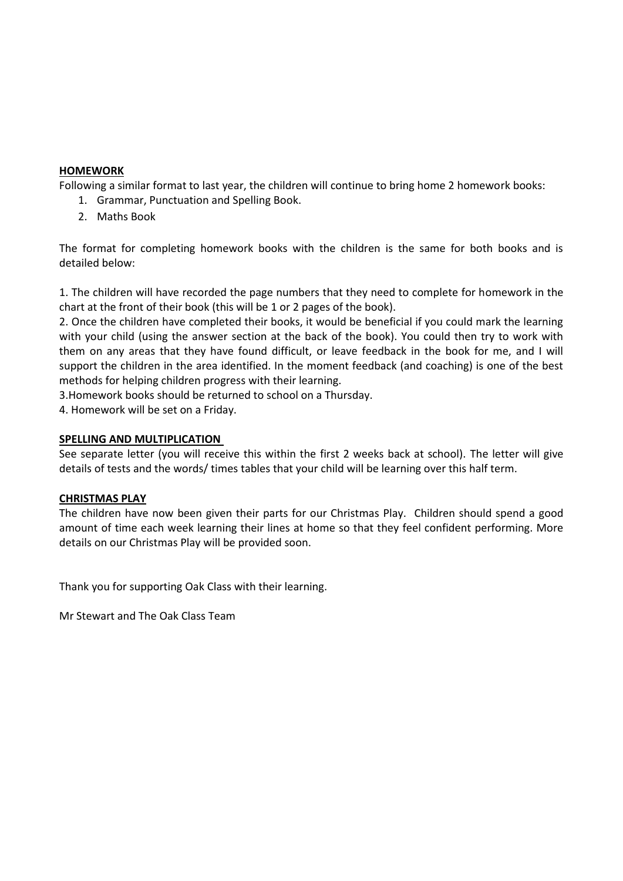**HOMEWORK**

Following a similar format to last year, the children will continue to bring home 2 homework books:

1. Grammar, Punctuation and Spelling Book.
2. Maths Book

The format for completing homework books with the children is the same for both books and is detailed below:

1. The children will have recorded the page numbers that they need to complete for homework in the chart at the front of their book (this will be 1 or 2 pages of the book).
2. Once the children have completed their books, it would be beneficial if you could mark the learning with your child (using the answer section at the back of the book). You could then try to work with them on any areas that they have found difficult, or leave feedback in the book for me, and I will support the children in the area identified. In the moment feedback (and coaching) is one of the best methods for helping children progress with their learning.
3. Homework books should be returned to school on a Thursday.
4. Homework will be set on a Friday.

**SPELLING AND MULTIPLICATION**

See separate letter (you will receive this within the first 2 weeks back at school). The letter will give details of tests and the words/ times tables that your child will be learning over this half term.

**CHRISTMAS PLAY**

The children have now been given their parts for our Christmas Play. Children should spend a good amount of time each week learning their lines at home so that they feel confident performing. More details on our Christmas Play will be provided soon.

Thank you for supporting Oak Class with their learning.

Mr Stewart and The Oak Class Team